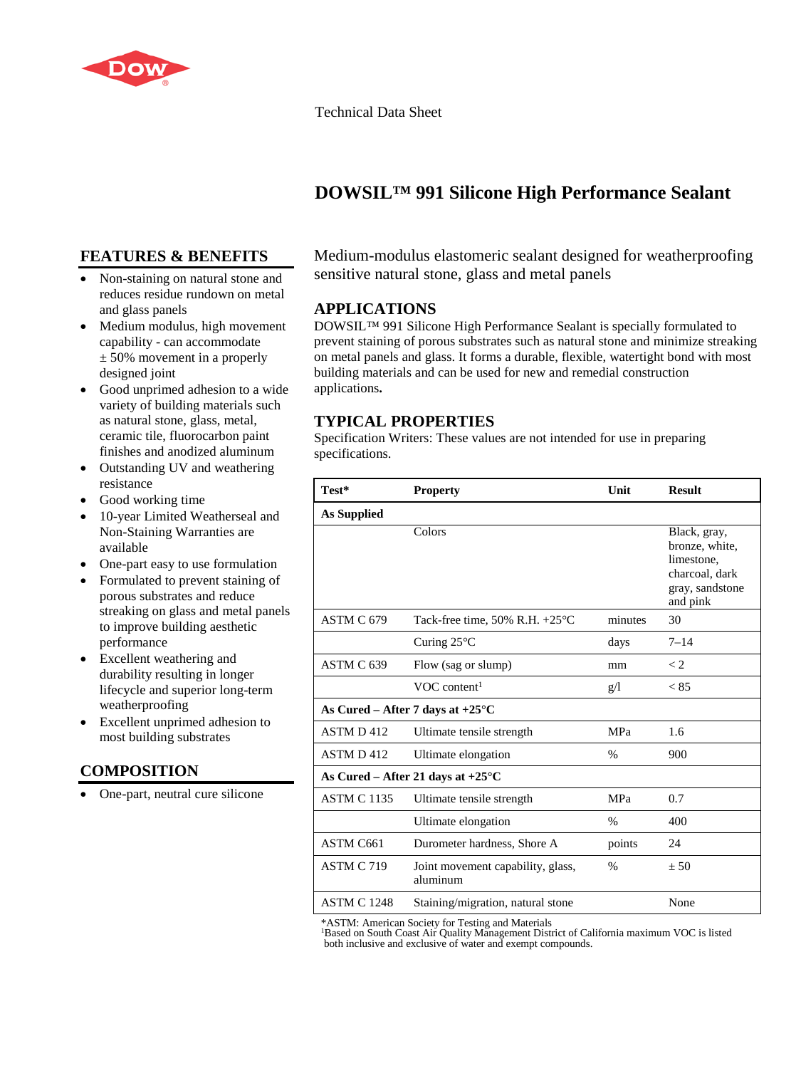Technical Data Sheet

# DOWSIL™ 991 Silicone High Performance Sealant

Medium-modulus elastomeric sealant designed for weatherproofing sensitive natural stone, glass and metal panels

## FEATURES & BENEFITS

- Non-staining on natural stone and reduces residue rundown on metal and glass panels
- Medium modulus, high movement capability - can accommodate ± 50% movement in a properly designed joint
- Good unprimed adhesion to a wide variety of building materials such as natural stone, glass, metal, ceramic tile, fluorocarbon paint finishes and anodized aluminum
- Outstanding UV and weathering resistance
- Good working time
- 10-year Limited Weatherseal and Non-Staining Warranties are available
- One-part easy to use formulation
- Formulated to prevent staining of porous substrates and reduce streaking on glass and metal panels to improve building aesthetic performance
- Excellent weathering and durability resulting in longer lifecycle and superior long-term weatherproofing
- Excellent unprimed adhesion to most building substrates

## COMPOSITION

- One-part, neutral cure silicone

## APPLICATIONS

DOWSIL™ 991 Silicone High Performance Sealant is specially formulated to prevent staining of porous substrates such as natural stone and minimize streaking on metal panels and glass. It forms a durable, flexible, watertight bond with most building materials and can be used for new and remedial construction applications**.**

## TYPICAL PROPERTIES

Specification Writers: These values are not intended for use in preparing specifications.

| Test* | Property | Unit | Result |
|---|---|---|---|
| **As Supplied** | | | |
| | Colors | | Black, gray, bronze, white, limestone, charcoal, dark gray, sandstone and pink |
| ASTM C 679 | Tack-free time, 50% R.H. +25°C | minutes | 30 |
| | Curing 25°C | days | 7–14 |
| ASTM C 639 | Flow (sag or slump) | mm | < 2 |
| | VOC content[1] | g/l | < 85 |
| **As Cured – After 7 days at +25°C** | | | |
| ASTM D 412 | Ultimate tensile strength | MPa | 1.6 |
| ASTM D 412 | Ultimate elongation | % | 900 |
| **As Cured – After 21 days at +25°C** | | | |
| ASTM C 1135 | Ultimate tensile strength | MPa | 0.7 |
| | Ultimate elongation | % | 400 |
| ASTM C661 | Durometer hardness, Shore A | points | 24 |
| ASTM C 719 | Joint movement capability, glass, aluminum | % | ± 50 |
| ASTM C 1248 | Staining/migration, natural stone | | None |

*ASTM: American Society for Testing and Materials
[1]Based on South Coast Air Quality Management District of California maximum VOC is listed both inclusive and exclusive of water and exempt compounds.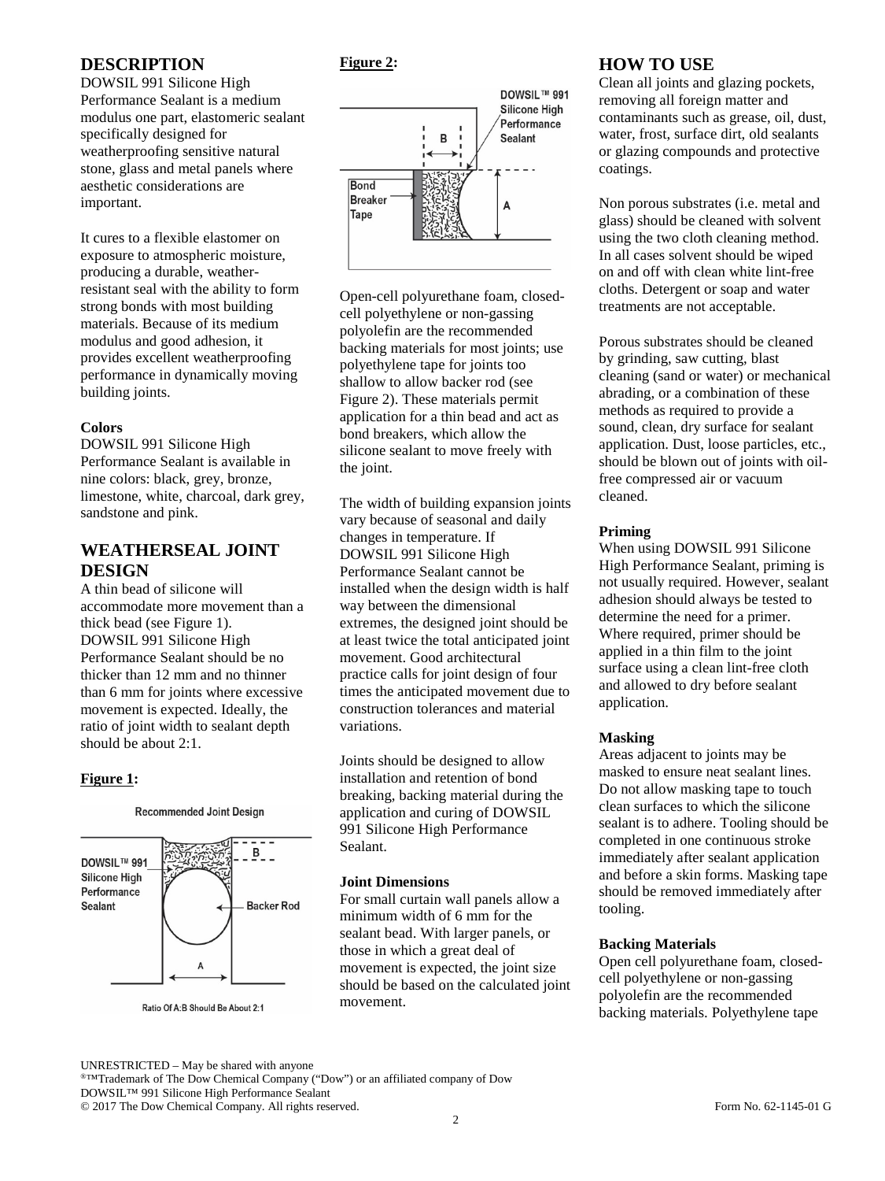## DESCRIPTION

DOWSIL 991 Silicone High Performance Sealant is a medium modulus one part, elastomeric sealant specifically designed for weatherproofing sensitive natural stone, glass and metal panels where aesthetic considerations are important.

It cures to a flexible elastomer on exposure to atmospheric moisture, producing a durable, weather-resistant seal with the ability to form strong bonds with most building materials. Because of its medium modulus and good adhesion, it provides excellent weatherproofing performance in dynamically moving building joints.

**Colors**

DOWSIL 991 Silicone High Performance Sealant is available in nine colors: black, grey, bronze, limestone, white, charcoal, dark grey, sandstone and pink.

## WEATHERSEAL JOINT DESIGN

A thin bead of silicone will accommodate more movement than a thick bead (see Figure 1). DOWSIL 991 Silicone High Performance Sealant should be no thicker than 12 mm and no thinner than 6 mm for joints where excessive movement is expected. Ideally, the ratio of joint width to sealant depth should be about 2:1.

**Figure 1:**

Recommended Joint Design

DOWSIL™ 991 Silicone High Performance Sealant — Backer Rod — A — B

Ratio Of A:B Should Be About 2:1

**Figure 2:**

DOWSIL™ 991 Silicone High Performance Sealant — Bond Breaker Tape — A — B

Open-cell polyurethane foam, closed-cell polyethylene or non-gassing polyolefin are the recommended backing materials for most joints; use polyethylene tape for joints too shallow to allow backer rod (see Figure 2). These materials permit application for a thin bead and act as bond breakers, which allow the silicone sealant to move freely with the joint.

The width of building expansion joints vary because of seasonal and daily changes in temperature. If DOWSIL 991 Silicone High Performance Sealant cannot be installed when the design width is half way between the dimensional extremes, the designed joint should be at least twice the total anticipated joint movement. Good architectural practice calls for joint design of four times the anticipated movement due to construction tolerances and material variations.

Joints should be designed to allow installation and retention of bond breaking, backing material during the application and curing of DOWSIL 991 Silicone High Performance Sealant.

**Joint Dimensions**

For small curtain wall panels allow a minimum width of 6 mm for the sealant bead. With larger panels, or those in which a great deal of movement is expected, the joint size should be based on the calculated joint movement.

## HOW TO USE

Clean all joints and glazing pockets, removing all foreign matter and contaminants such as grease, oil, dust, water, frost, surface dirt, old sealants or glazing compounds and protective coatings.

Non porous substrates (i.e. metal and glass) should be cleaned with solvent using the two cloth cleaning method. In all cases solvent should be wiped on and off with clean white lint-free cloths. Detergent or soap and water treatments are not acceptable.

Porous substrates should be cleaned by grinding, saw cutting, blast cleaning (sand or water) or mechanical abrading, or a combination of these methods as required to provide a sound, clean, dry surface for sealant application. Dust, loose particles, etc., should be blown out of joints with oil-free compressed air or vacuum cleaned.

**Priming**

When using DOWSIL 991 Silicone High Performance Sealant, priming is not usually required. However, sealant adhesion should always be tested to determine the need for a primer. Where required, primer should be applied in a thin film to the joint surface using a clean lint-free cloth and allowed to dry before sealant application.

**Masking**

Areas adjacent to joints may be masked to ensure neat sealant lines. Do not allow masking tape to touch clean surfaces to which the silicone sealant is to adhere. Tooling should be completed in one continuous stroke immediately after sealant application and before a skin forms. Masking tape should be removed immediately after tooling.

**Backing Materials**

Open cell polyurethane foam, closed-cell polyethylene or non-gassing polyolefin are the recommended backing materials. Polyethylene tape

UNRESTRICTED – May be shared with anyone
®™Trademark of The Dow Chemical Company ("Dow") or an affiliated company of Dow
DOWSIL™ 991 Silicone High Performance Sealant
© 2017 The Dow Chemical Company. All rights reserved. Form No. 62-1145-01 G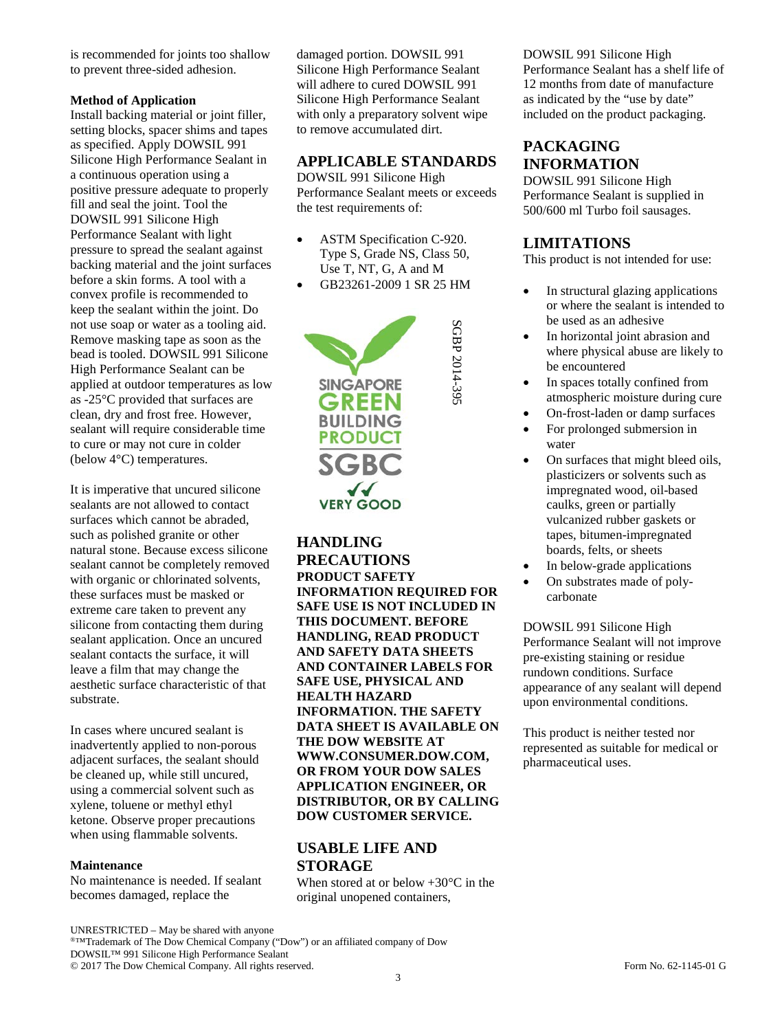is recommended for joints too shallow to prevent three-sided adhesion.

**Method of Application**

Install backing material or joint filler, setting blocks, spacer shims and tapes as specified. Apply DOWSIL 991 Silicone High Performance Sealant in a continuous operation using a positive pressure adequate to properly fill and seal the joint. Tool the DOWSIL 991 Silicone High Performance Sealant with light pressure to spread the sealant against backing material and the joint surfaces before a skin forms. A tool with a convex profile is recommended to keep the sealant within the joint. Do not use soap or water as a tooling aid. Remove masking tape as soon as the bead is tooled. DOWSIL 991 Silicone High Performance Sealant can be applied at outdoor temperatures as low as -25°C provided that surfaces are clean, dry and frost free. However, sealant will require considerable time to cure or may not cure in colder (below 4°C) temperatures.

It is imperative that uncured silicone sealants are not allowed to contact surfaces which cannot be abraded, such as polished granite or other natural stone. Because excess silicone sealant cannot be completely removed with organic or chlorinated solvents, these surfaces must be masked or extreme care taken to prevent any silicone from contacting them during sealant application. Once an uncured sealant contacts the surface, it will leave a film that may change the aesthetic surface characteristic of that substrate.

In cases where uncured sealant is inadvertently applied to non-porous adjacent surfaces, the sealant should be cleaned up, while still uncured, using a commercial solvent such as xylene, toluene or methyl ethyl ketone. Observe proper precautions when using flammable solvents.

**Maintenance**

No maintenance is needed. If sealant becomes damaged, replace the damaged portion. DOWSIL 991 Silicone High Performance Sealant will adhere to cured DOWSIL 991 Silicone High Performance Sealant with only a preparatory solvent wipe to remove accumulated dirt.

## APPLICABLE STANDARDS

DOWSIL 991 Silicone High Performance Sealant meets or exceeds the test requirements of:

- ASTM Specification C-920. Type S, Grade NS, Class 50, Use T, NT, G, A and M
- GB23261-2009 1 SR 25 HM

SINGAPORE GREEN BUILDING PRODUCT SGBC VERY GOOD

SGBP 2014-395

## HANDLING PRECAUTIONS

**PRODUCT SAFETY INFORMATION REQUIRED FOR SAFE USE IS NOT INCLUDED IN THIS DOCUMENT. BEFORE HANDLING, READ PRODUCT AND SAFETY DATA SHEETS AND CONTAINER LABELS FOR SAFE USE, PHYSICAL AND HEALTH HAZARD INFORMATION. THE SAFETY DATA SHEET IS AVAILABLE ON THE DOW WEBSITE AT WWW.CONSUMER.DOW.COM, OR FROM YOUR DOW SALES APPLICATION ENGINEER, OR DISTRIBUTOR, OR BY CALLING DOW CUSTOMER SERVICE.**

## USABLE LIFE AND STORAGE

When stored at or below +30°C in the original unopened containers, DOWSIL 991 Silicone High Performance Sealant has a shelf life of 12 months from date of manufacture as indicated by the "use by date" included on the product packaging.

## PACKAGING INFORMATION

DOWSIL 991 Silicone High Performance Sealant is supplied in 500/600 ml Turbo foil sausages.

## LIMITATIONS

This product is not intended for use:

- In structural glazing applications or where the sealant is intended to be used as an adhesive
- In horizontal joint abrasion and where physical abuse are likely to be encountered
- In spaces totally confined from atmospheric moisture during cure
- On-frost-laden or damp surfaces
- For prolonged submersion in water
- On surfaces that might bleed oils, plasticizers or solvents such as impregnated wood, oil-based caulks, green or partially vulcanized rubber gaskets or tapes, bitumen-impregnated boards, felts, or sheets
- In below-grade applications
- On substrates made of poly-carbonate

DOWSIL 991 Silicone High Performance Sealant will not improve pre-existing staining or residue rundown conditions. Surface appearance of any sealant will depend upon environmental conditions.

This product is neither tested nor represented as suitable for medical or pharmaceutical uses.

UNRESTRICTED – May be shared with anyone
®™Trademark of The Dow Chemical Company ("Dow") or an affiliated company of Dow
DOWSIL™ 991 Silicone High Performance Sealant
© 2017 The Dow Chemical Company. All rights reserved. Form No. 62-1145-01 G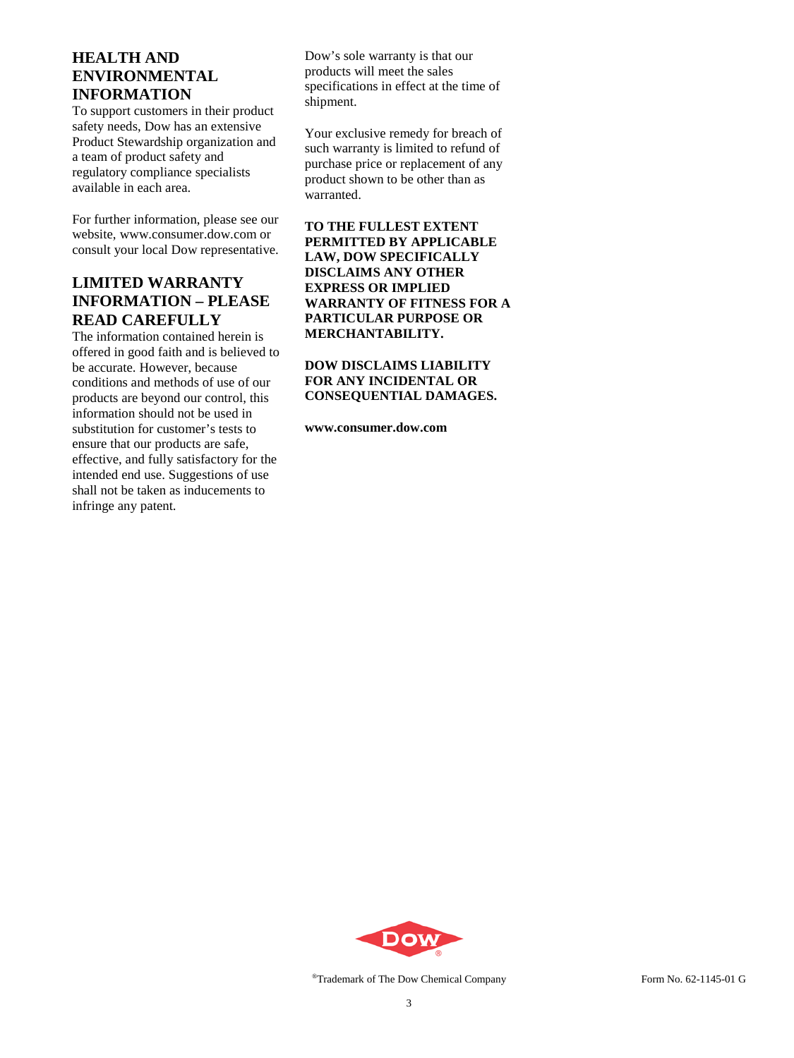## HEALTH AND ENVIRONMENTAL INFORMATION

To support customers in their product safety needs, Dow has an extensive Product Stewardship organization and a team of product safety and regulatory compliance specialists available in each area.

For further information, please see our website, www.consumer.dow.com or consult your local Dow representative.

## LIMITED WARRANTY INFORMATION – PLEASE READ CAREFULLY

The information contained herein is offered in good faith and is believed to be accurate. However, because conditions and methods of use of our products are beyond our control, this information should not be used in substitution for customer's tests to ensure that our products are safe, effective, and fully satisfactory for the intended end use. Suggestions of use shall not be taken as inducements to infringe any patent.

Dow's sole warranty is that our products will meet the sales specifications in effect at the time of shipment.

Your exclusive remedy for breach of such warranty is limited to refund of purchase price or replacement of any product shown to be other than as warranted.

**TO THE FULLEST EXTENT PERMITTED BY APPLICABLE LAW, DOW SPECIFICALLY DISCLAIMS ANY OTHER EXPRESS OR IMPLIED WARRANTY OF FITNESS FOR A PARTICULAR PURPOSE OR MERCHANTABILITY.**

**DOW DISCLAIMS LIABILITY FOR ANY INCIDENTAL OR CONSEQUENTIAL DAMAGES.**

**www.consumer.dow.com**

®Trademark of The Dow Chemical Company

Form No. 62-1145-01 G